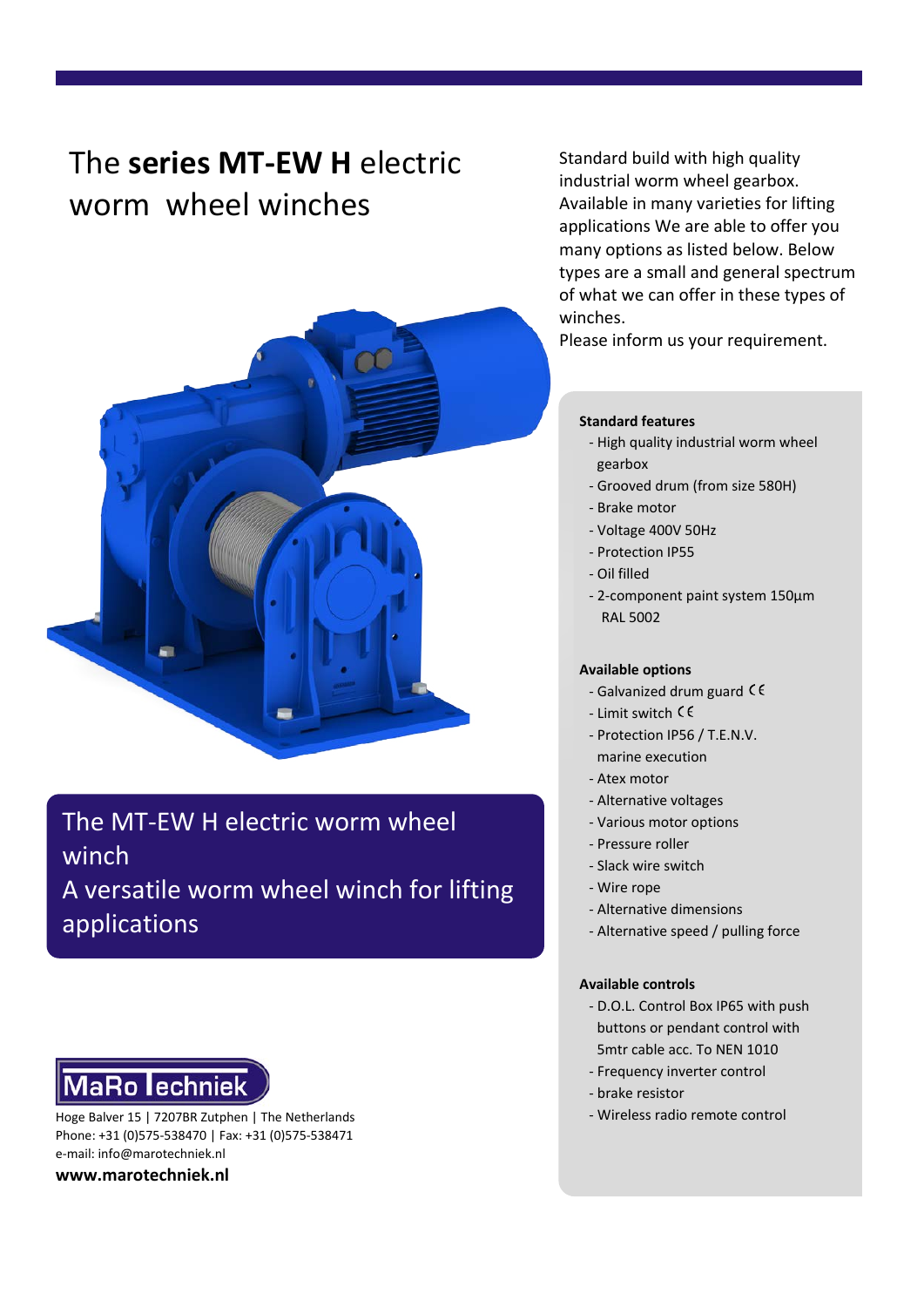# The **series MT-EW H** electric worm wheel winches

Standard build with high quality industrial worm wheel gearbox. Available in many varieties for lifting applications We are able to offer you many options as listed below. Below types are a small and general spectrum of what we can offer in these types of winches.
Please inform us your requirement.

## The MT-EW H electric worm wheel winch
## A versatile worm wheel winch for lifting applications

**Standard features**

- High quality industrial worm wheel gearbox
- Grooved drum (from size 580H)
- Brake motor
- Voltage 400V 50Hz
- Protection IP55
- Oil filled
- 2-component paint system 150µm RAL 5002

**Available options**

- Galvanized drum guard CE
- Limit switch CE
- Protection IP56 / T.E.N.V. marine execution
- Atex motor
- Alternative voltages
- Various motor options
- Pressure roller
- Slack wire switch
- Wire rope
- Alternative dimensions
- Alternative speed / pulling force

**Available controls**

- D.O.L. Control Box IP65 with push buttons or pendant control with 5mtr cable acc. To NEN 1010
- Frequency inverter control
- brake resistor
- Wireless radio remote control

MaRo Techniek

Hoge Balver 15 | 7207BR Zutphen | The Netherlands
Phone: +31 (0)575-538470 | Fax: +31 (0)575-538471
e-mail: info@marotechniek.nl

**www.marotechniek.nl**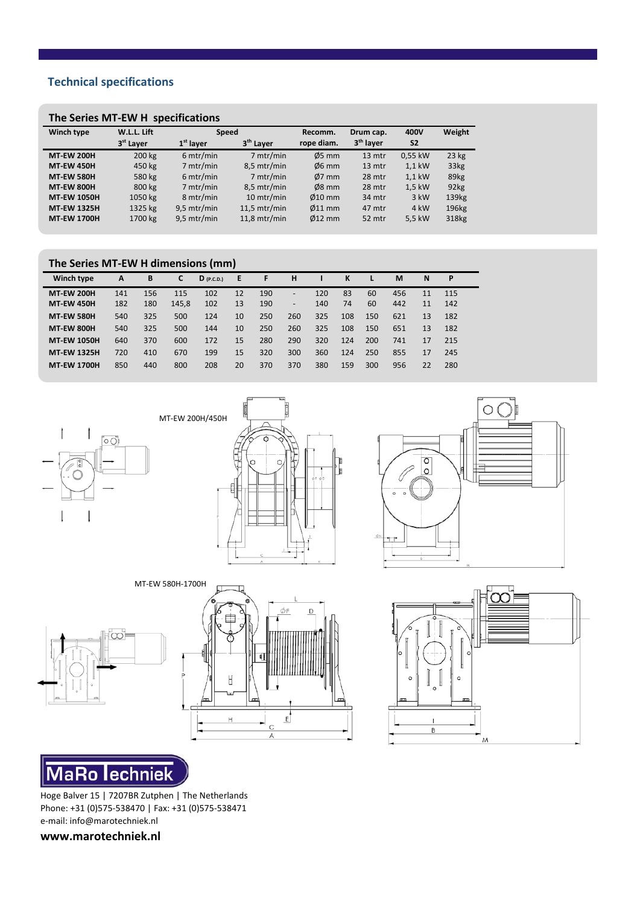## Technical specifications

### The Series MT-EW H specifications

| Winch type | W.L.L. Lift | Speed | | Recomm. | Drum cap. | 400V | Weight |
|---|---|---|---|---|---|---|---|
| | 3st Layer | 1st layer | 3th Layer | rope diam. | 3th layer | S2 | |
| **MT-EW 200H** | 200 kg | 6 mtr/min | 7 mtr/min | Ø5 mm | 13 mtr | 0,55 kW | 23 kg |
| **MT-EW 450H** | 450 kg | 7 mtr/min | 8,5 mtr/min | Ø6 mm | 13 mtr | 1,1 kW | 33kg |
| **MT-EW 580H** | 580 kg | 6 mtr/min | 7 mtr/min | Ø7 mm | 28 mtr | 1,1 kW | 89kg |
| **MT-EW 800H** | 800 kg | 7 mtr/min | 8,5 mtr/min | Ø8 mm | 28 mtr | 1,5 kW | 92kg |
| **MT-EW 1050H** | 1050 kg | 8 mtr/min | 10 mtr/min | Ø10 mm | 34 mtr | 3 kW | 139kg |
| **MT-EW 1325H** | 1325 kg | 9,5 mtr/min | 11,5 mtr/min | Ø11 mm | 47 mtr | 4 kW | 196kg |
| **MT-EW 1700H** | 1700 kg | 9,5 mtr/min | 11,8 mtr/min | Ø12 mm | 52 mtr | 5,5 kW | 318kg |

### The Series MT-EW H dimensions (mm)

| Winch type | A | B | C | D (P.C.D.) | E | F | H | I | K | L | M | N | P |
|---|---|---|---|---|---|---|---|---|---|---|---|---|---|
| **MT-EW 200H** | 141 | 156 | 115 | 102 | 12 | 190 | - | 120 | 83 | 60 | 456 | 11 | 115 |
| **MT-EW 450H** | 182 | 180 | 145,8 | 102 | 13 | 190 | - | 140 | 74 | 60 | 442 | 11 | 142 |
| **MT-EW 580H** | 540 | 325 | 500 | 124 | 10 | 250 | 260 | 325 | 108 | 150 | 621 | 13 | 182 |
| **MT-EW 800H** | 540 | 325 | 500 | 144 | 10 | 250 | 260 | 325 | 108 | 150 | 651 | 13 | 182 |
| **MT-EW 1050H** | 640 | 370 | 600 | 172 | 15 | 280 | 290 | 320 | 124 | 200 | 741 | 17 | 215 |
| **MT-EW 1325H** | 720 | 410 | 670 | 199 | 15 | 320 | 300 | 360 | 124 | 250 | 855 | 17 | 245 |
| **MT-EW 1700H** | 850 | 440 | 800 | 208 | 20 | 370 | 370 | 380 | 159 | 300 | 956 | 22 | 280 |

MT-EW 200H/450H

MT-EW 580H-1700H

MaRo Techniek

Hoge Balver 15 | 7207BR Zutphen | The Netherlands
Phone: +31 (0)575-538470 | Fax: +31 (0)575-538471
e-mail: info@marotechniek.nl

**www.marotechniek.nl**